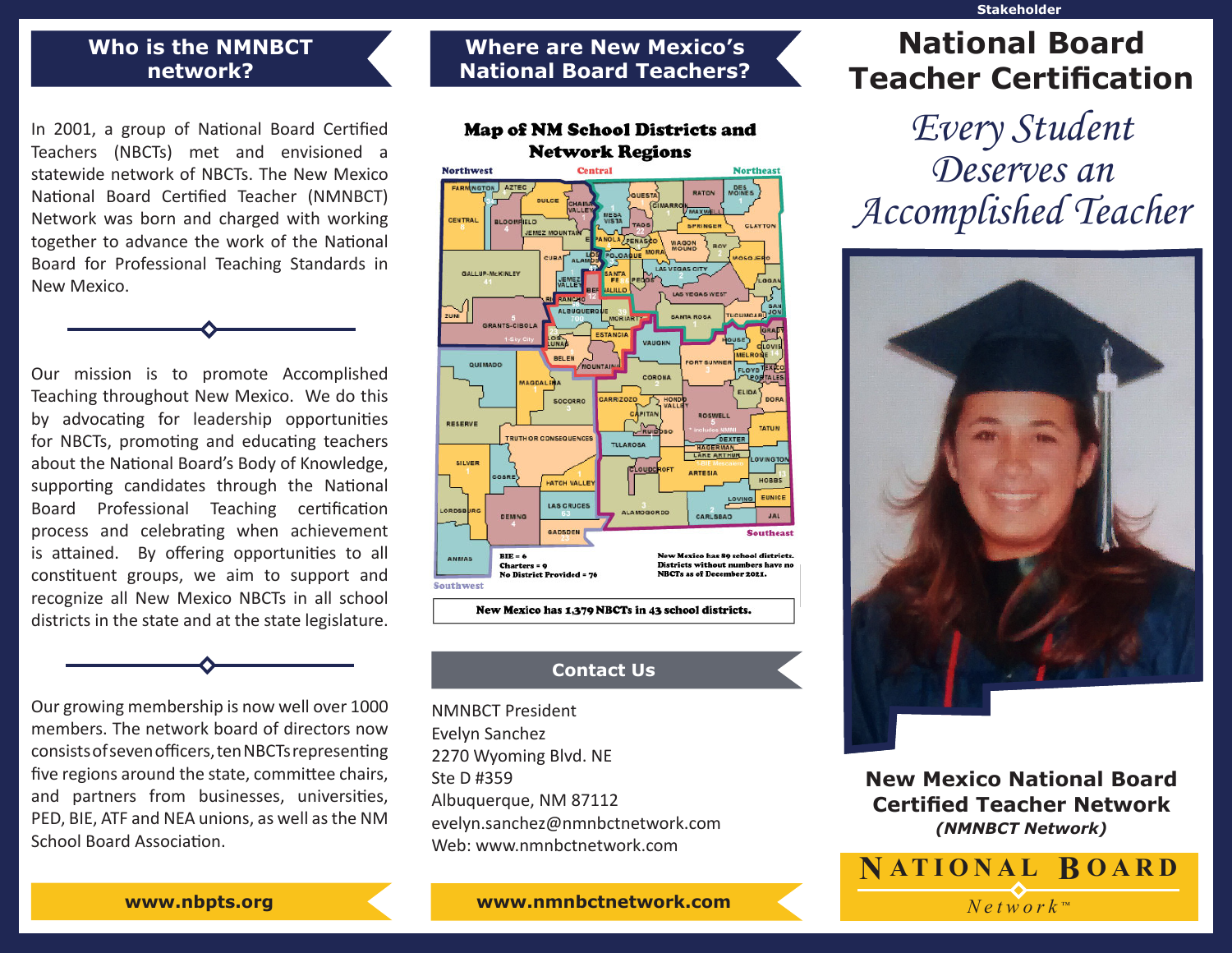Stakeholder

## Who is the NMNBCT network?

In 2001, a group of National Board Certified Teachers (NBCTs) met and envisioned a statewide network of NBCTs. The New Mexico National Board Certified Teacher (NMNBCT) Network was born and charged with working together to advance the work of the National Board for Professional Teaching Standards in New Mexico.

Our mission is to promote Accomplished Teaching throughout New Mexico. We do this by advocating for leadership opportunities for NBCTs, promoting and educating teachers about the National Board's Body of Knowledge, supporting candidates through the National Board Professional Teaching certification process and celebrating when achievement is attained. By offering opportunities to all constituent groups, we aim to support and recognize all New Mexico NBCTs in all school districts in the state and at the state legislature.

Our growing membership is now well over 1000 members. The network board of directors now consists of seven officers, ten NBCTs representing five regions around the state, committee chairs, and partners from businesses, universities, PED, BIE, ATF and NEA unions, as well as the NM School Board Association.

**www.nbpts.org**

## Where are New Mexico's National Board Teachers?

**Map of NM School Districts and Network Regions**

BIE = 6
Charters = 9
No District Provided = 76

New Mexico has 89 school districts. Districts without numbers have no NBCTs as of December 2021.

**New Mexico has 1,379 NBCTs in 43 school districts.**

## Contact Us

NMNBCT President
Evelyn Sanchez
2270 Wyoming Blvd. NE
Ste D #359
Albuquerque, NM 87112
evelyn.sanchez@nmnbctnetwork.com
Web: www.nmnbctnetwork.com

**www.nmnbctnetwork.com**

# National Board Teacher Certification

*Every Student Deserves an Accomplished Teacher*

**New Mexico National Board Certified Teacher Network**
***(NMNBCT Network)***

NATIONAL BOARD
*Network™*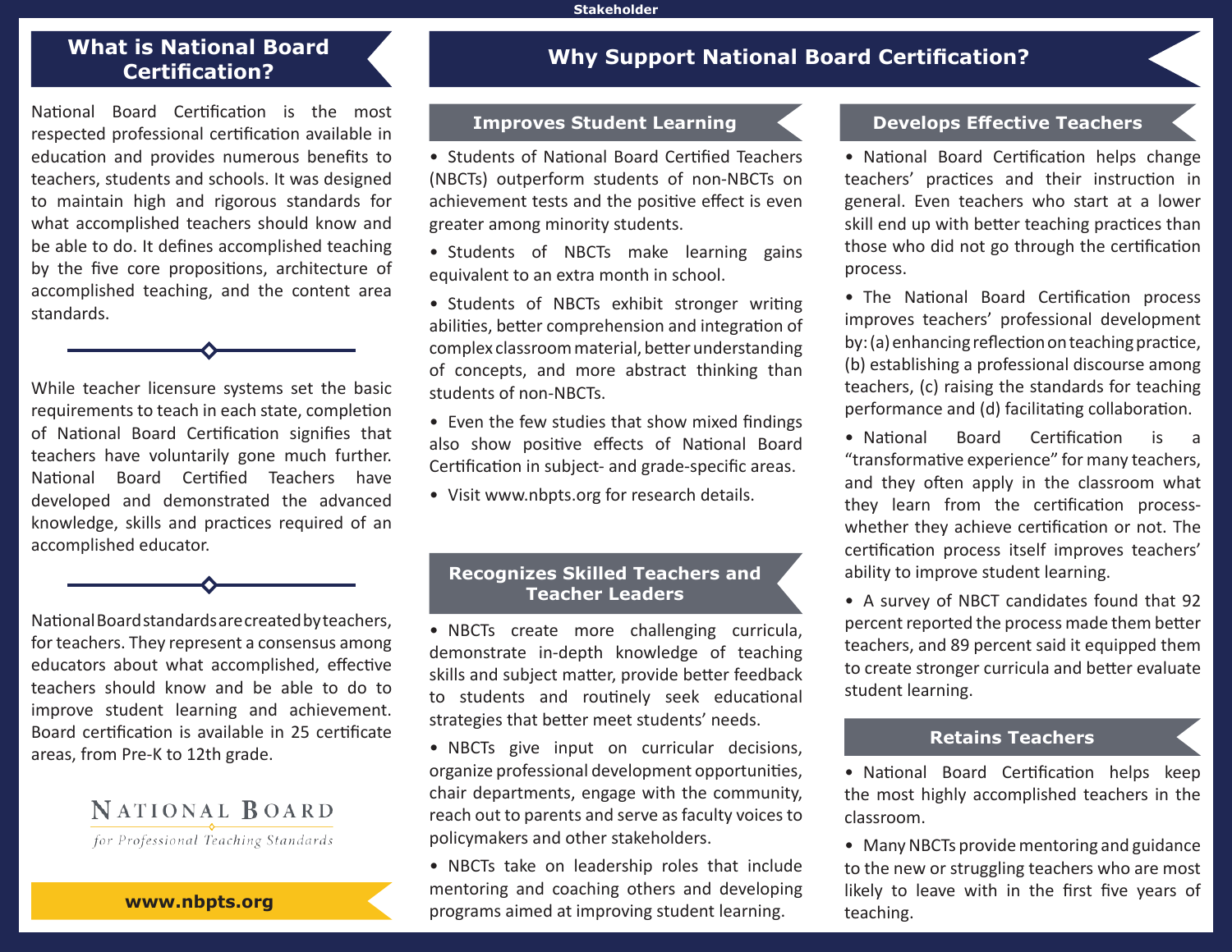## What is National Board Certification?

National Board Certification is the most respected professional certification available in education and provides numerous benefits to teachers, students and schools. It was designed to maintain high and rigorous standards for what accomplished teachers should know and be able to do. It defines accomplished teaching by the five core propositions, architecture of accomplished teaching, and the content area standards.

While teacher licensure systems set the basic requirements to teach in each state, completion of National Board Certification signifies that teachers have voluntarily gone much further. National Board Certified Teachers have developed and demonstrated the advanced knowledge, skills and practices required of an accomplished educator.

National Board standards are created by teachers, for teachers. They represent a consensus among educators about what accomplished, effective teachers should know and be able to do to improve student learning and achievement. Board certification is available in 25 certificate areas, from Pre-K to 12th grade.

NATIONAL BOARD
*for Professional Teaching Standards*

**www.nbpts.org**

## Why Support National Board Certification?

### Improves Student Learning

- Students of National Board Certified Teachers (NBCTs) outperform students of non-NBCTs on achievement tests and the positive effect is even greater among minority students.
- Students of NBCTs make learning gains equivalent to an extra month in school.
- Students of NBCTs exhibit stronger writing abilities, better comprehension and integration of complex classroom material, better understanding of concepts, and more abstract thinking than students of non-NBCTs.
- Even the few studies that show mixed findings also show positive effects of National Board Certification in subject- and grade-specific areas.
- Visit www.nbpts.org for research details.

### Recognizes Skilled Teachers and Teacher Leaders

- NBCTs create more challenging curricula, demonstrate in-depth knowledge of teaching skills and subject matter, provide better feedback to students and routinely seek educational strategies that better meet students' needs.
- NBCTs give input on curricular decisions, organize professional development opportunities, chair departments, engage with the community, reach out to parents and serve as faculty voices to policymakers and other stakeholders.
- NBCTs take on leadership roles that include mentoring and coaching others and developing programs aimed at improving student learning.

### Develops Effective Teachers

- National Board Certification helps change teachers' practices and their instruction in general. Even teachers who start at a lower skill end up with better teaching practices than those who did not go through the certification process.
- The National Board Certification process improves teachers' professional development by: (a) enhancing reflection on teaching practice, (b) establishing a professional discourse among teachers, (c) raising the standards for teaching performance and (d) facilitating collaboration.
- National Board Certification is a "transformative experience" for many teachers, and they often apply in the classroom what they learn from the certification process- whether they achieve certification or not. The certification process itself improves teachers' ability to improve student learning.
- A survey of NBCT candidates found that 92 percent reported the process made them better teachers, and 89 percent said it equipped them to create stronger curricula and better evaluate student learning.

### Retains Teachers

- National Board Certification helps keep the most highly accomplished teachers in the classroom.
- Many NBCTs provide mentoring and guidance to the new or struggling teachers who are most likely to leave with in the first five years of teaching.